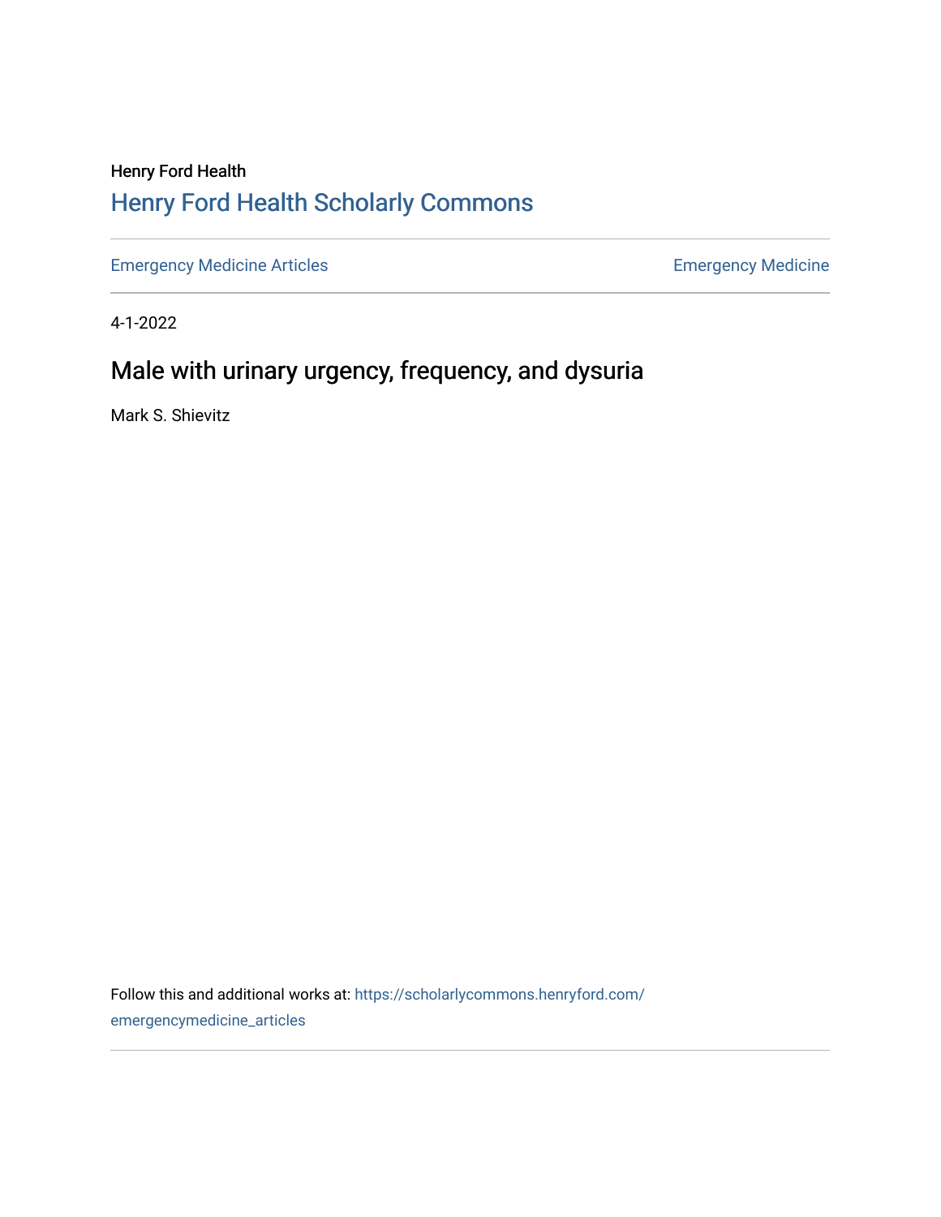Henry Ford Health

## Henry Ford Health Scholarly Commons

Emergency Medicine Articles | Emergency Medicine

4-1-2022

# Male with urinary urgency, frequency, and dysuria

Mark S. Shievitz

Follow this and additional works at: https://scholarlycommons.henryford.com/emergencymedicine_articles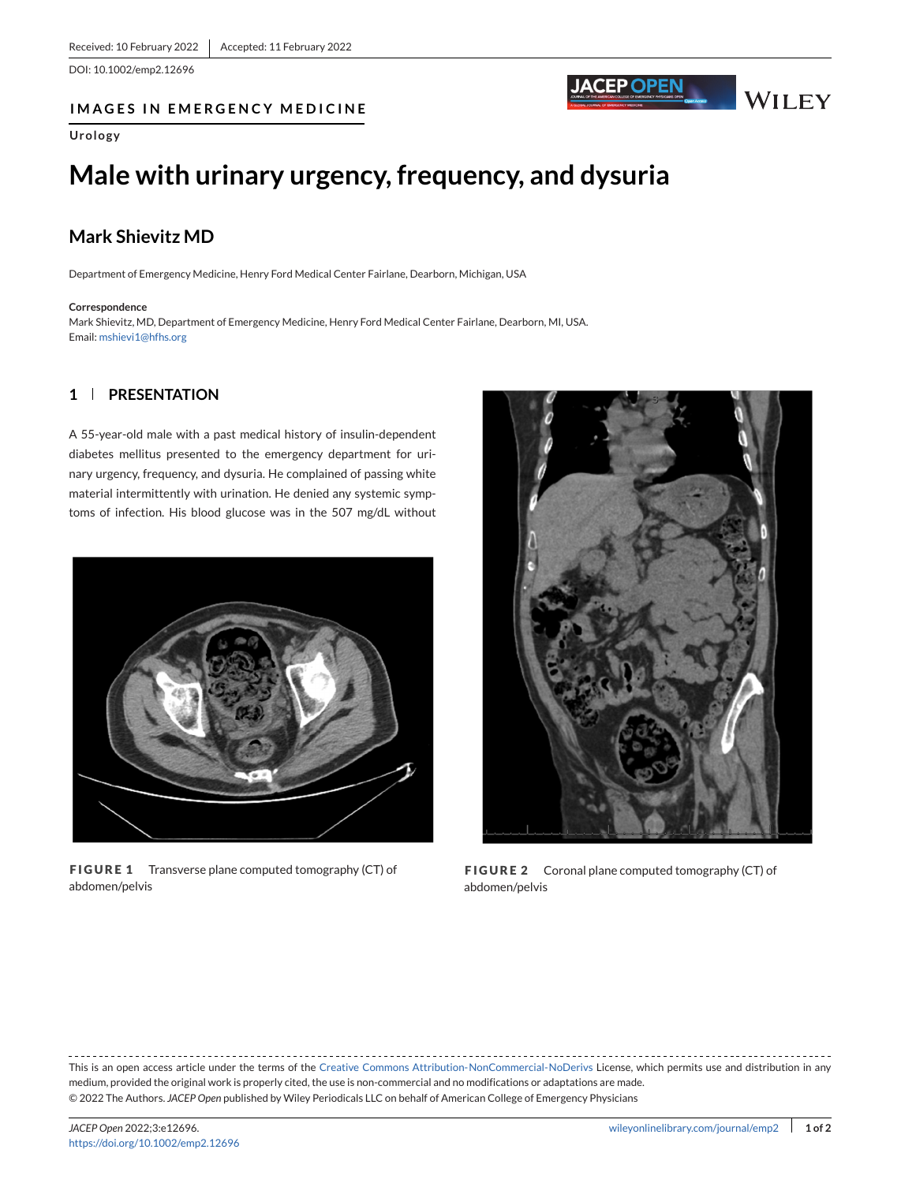Received: 10 February 2022 | Accepted: 11 February 2022

DOI: 10.1002/emp2.12696

IMAGES IN EMERGENCY MEDICINE

Urology

# Male with urinary urgency, frequency, and dysuria

## Mark Shievitz MD

Department of Emergency Medicine, Henry Ford Medical Center Fairlane, Dearborn, Michigan, USA

**Correspondence**

Mark Shievitz, MD, Department of Emergency Medicine, Henry Ford Medical Center Fairlane, Dearborn, MI, USA.
Email: mshievi1@hfhs.org

## 1 | PRESENTATION

A 55-year-old male with a past medical history of insulin-dependent diabetes mellitus presented to the emergency department for urinary urgency, frequency, and dysuria. He complained of passing white material intermittently with urination. He denied any systemic symptoms of infection. His blood glucose was in the 507 mg/dL without

**FIGURE 1** Transverse plane computed tomography (CT) of abdomen/pelvis

**FIGURE 2** Coronal plane computed tomography (CT) of abdomen/pelvis

This is an open access article under the terms of the Creative Commons Attribution-NonCommercial-NoDerivs License, which permits use and distribution in any medium, provided the original work is properly cited, the use is non-commercial and no modifications or adaptations are made.
© 2022 The Authors. *JACEP Open* published by Wiley Periodicals LLC on behalf of American College of Emergency Physicians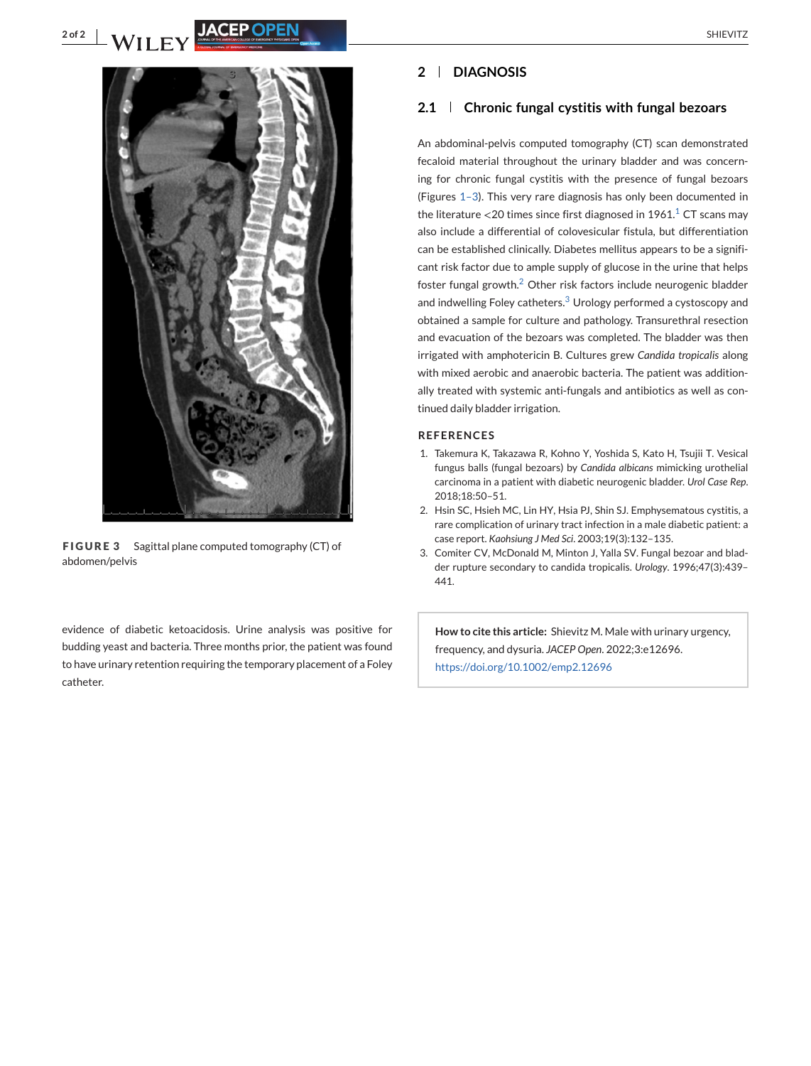FIGURE 3 Sagittal plane computed tomography (CT) of abdomen/pelvis

evidence of diabetic ketoacidosis. Urine analysis was positive for budding yeast and bacteria. Three months prior, the patient was found to have urinary retention requiring the temporary placement of a Foley catheter.

## 2 | DIAGNOSIS

### 2.1 | Chronic fungal cystitis with fungal bezoars

An abdominal-pelvis computed tomography (CT) scan demonstrated fecaloid material throughout the urinary bladder and was concerning for chronic fungal cystitis with the presence of fungal bezoars (Figures 1–3). This very rare diagnosis has only been documented in the literature <20 times since first diagnosed in 1961.[1] CT scans may also include a differential of colovesicular fistula, but differentiation can be established clinically. Diabetes mellitus appears to be a significant risk factor due to ample supply of glucose in the urine that helps foster fungal growth.[2] Other risk factors include neurogenic bladder and indwelling Foley catheters.[3] Urology performed a cystoscopy and obtained a sample for culture and pathology. Transurethral resection and evacuation of the bezoars was completed. The bladder was then irrigated with amphotericin B. Cultures grew *Candida tropicalis* along with mixed aerobic and anaerobic bacteria. The patient was additionally treated with systemic anti-fungals and antibiotics as well as continued daily bladder irrigation.

## REFERENCES

1. Takemura K, Takazawa R, Kohno Y, Yoshida S, Kato H, Tsujii T. Vesical fungus balls (fungal bezoars) by *Candida albicans* mimicking urothelial carcinoma in a patient with diabetic neurogenic bladder. *Urol Case Rep*. 2018;18:50–51.
2. Hsin SC, Hsieh MC, Lin HY, Hsia PJ, Shin SJ. Emphysematous cystitis, a rare complication of urinary tract infection in a male diabetic patient: a case report. *Kaohsiung J Med Sci*. 2003;19(3):132–135.
3. Comiter CV, McDonald M, Minton J, Yalla SV. Fungal bezoar and bladder rupture secondary to candida tropicalis. *Urology*. 1996;47(3):439–441.

**How to cite this article:** Shievitz M. Male with urinary urgency, frequency, and dysuria. *JACEP Open*. 2022;3:e12696. https://doi.org/10.1002/emp2.12696